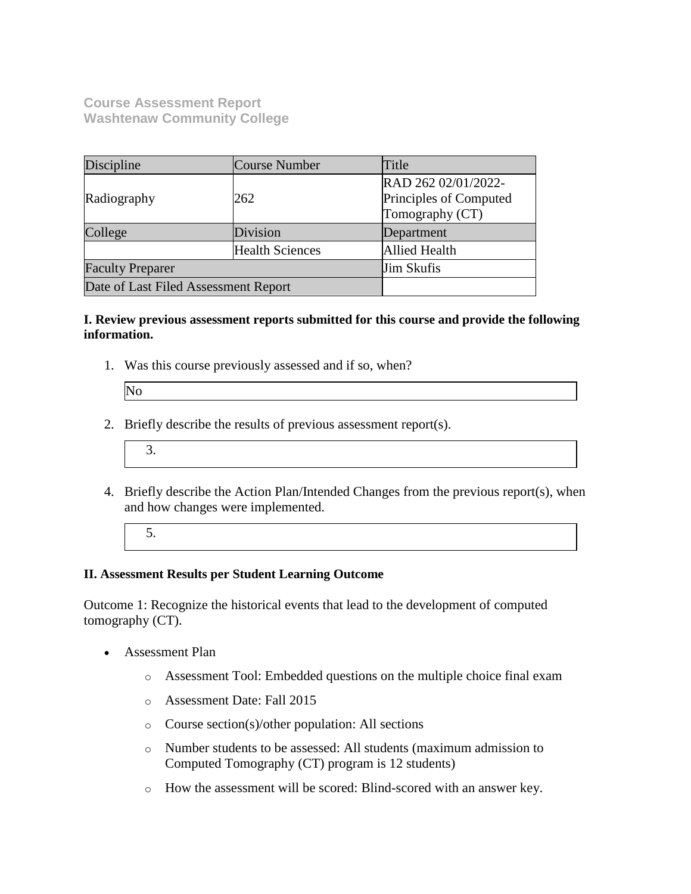**Course Assessment Report**
**Washtenaw Community College**

| Discipline | Course Number | Title |
| --- | --- | --- |
| Radiography | 262 | RAD 262 02/01/2022- Principles of Computed Tomography (CT) |
| College | Division | Department |
| | Health Sciences | Allied Health |
| Faculty Preparer | | Jim Skufis |
| Date of Last Filed Assessment Report | | |

**I. Review previous assessment reports submitted for this course and provide the following information.**

1. Was this course previously assessed and if so, when?

   No

2. Briefly describe the results of previous assessment report(s).

   3.

4. Briefly describe the Action Plan/Intended Changes from the previous report(s), when and how changes were implemented.

   5.

**II. Assessment Results per Student Learning Outcome**

Outcome 1: Recognize the historical events that lead to the development of computed tomography (CT).

- Assessment Plan
  - Assessment Tool: Embedded questions on the multiple choice final exam
  - Assessment Date: Fall 2015
  - Course section(s)/other population: All sections
  - Number students to be assessed: All students (maximum admission to Computed Tomography (CT) program is 12 students)
  - How the assessment will be scored: Blind-scored with an answer key.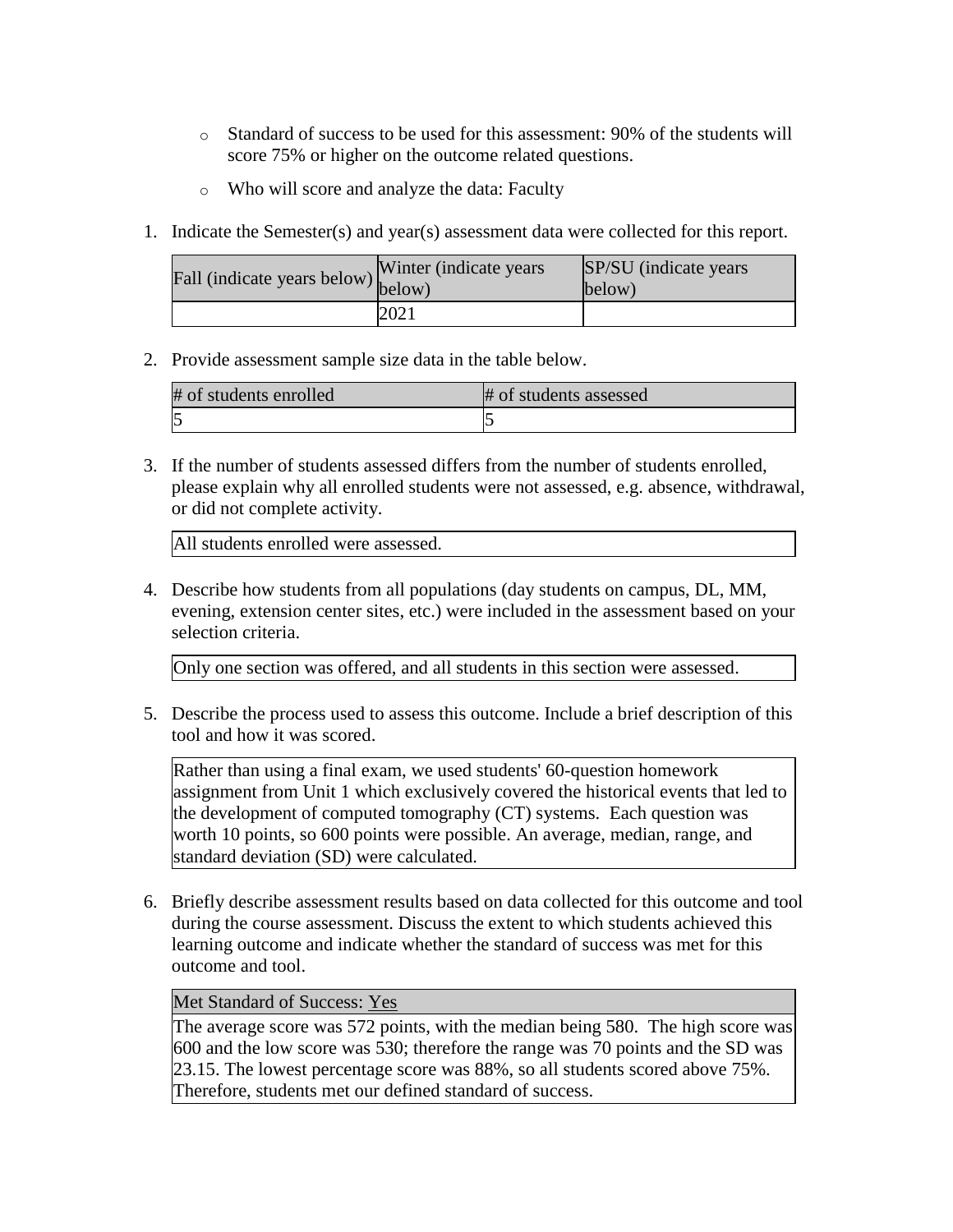- Standard of success to be used for this assessment: 90% of the students will score 75% or higher on the outcome related questions.
- Who will score and analyze the data: Faculty

1. Indicate the Semester(s) and year(s) assessment data were collected for this report.

| Fall (indicate years below) | Winter (indicate years below) | SP/SU (indicate years below) |
|---|---|---|
| | 2021 | |

2. Provide assessment sample size data in the table below.

| # of students enrolled | # of students assessed |
|---|---|
| 5 | 5 |

3. If the number of students assessed differs from the number of students enrolled, please explain why all enrolled students were not assessed, e.g. absence, withdrawal, or did not complete activity.

| All students enrolled were assessed. |
|---|

4. Describe how students from all populations (day students on campus, DL, MM, evening, extension center sites, etc.) were included in the assessment based on your selection criteria.

| Only one section was offered, and all students in this section were assessed. |
|---|

5. Describe the process used to assess this outcome. Include a brief description of this tool and how it was scored.

| Rather than using a final exam, we used students' 60-question homework assignment from Unit 1 which exclusively covered the historical events that led to the development of computed tomography (CT) systems. Each question was worth 10 points, so 600 points were possible. An average, median, range, and standard deviation (SD) were calculated. |
|---|

6. Briefly describe assessment results based on data collected for this outcome and tool during the course assessment. Discuss the extent to which students achieved this learning outcome and indicate whether the standard of success was met for this outcome and tool.

| Met Standard of Success: Yes |
|---|
| The average score was 572 points, with the median being 580. The high score was 600 and the low score was 530; therefore the range was 70 points and the SD was 23.15. The lowest percentage score was 88%, so all students scored above 75%. Therefore, students met our defined standard of success. |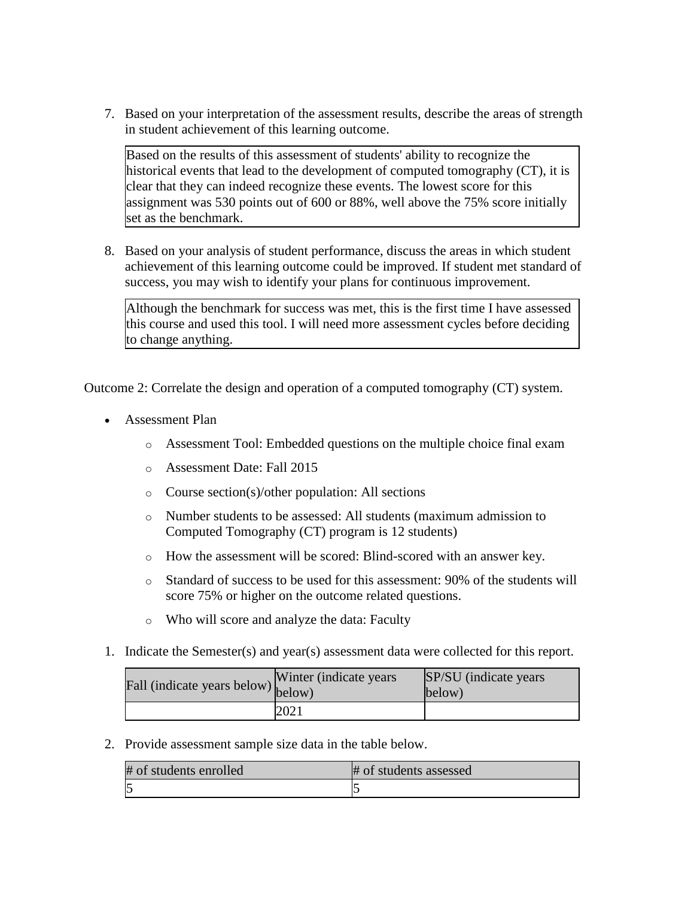7. Based on your interpretation of the assessment results, describe the areas of strength in student achievement of this learning outcome.

| Based on the results of this assessment of students' ability to recognize the historical events that lead to the development of computed tomography (CT), it is clear that they can indeed recognize these events. The lowest score for this assignment was 530 points out of 600 or 88%, well above the 75% score initially set as the benchmark. |
|---|

8. Based on your analysis of student performance, discuss the areas in which student achievement of this learning outcome could be improved. If student met standard of success, you may wish to identify your plans for continuous improvement.

| Although the benchmark for success was met, this is the first time I have assessed this course and used this tool. I will need more assessment cycles before deciding to change anything. |
|---|

Outcome 2: Correlate the design and operation of a computed tomography (CT) system.

- Assessment Plan
  - Assessment Tool: Embedded questions on the multiple choice final exam
  - Assessment Date: Fall 2015
  - Course section(s)/other population: All sections
  - Number students to be assessed: All students (maximum admission to Computed Tomography (CT) program is 12 students)
  - How the assessment will be scored: Blind-scored with an answer key.
  - Standard of success to be used for this assessment: 90% of the students will score 75% or higher on the outcome related questions.
  - Who will score and analyze the data: Faculty

1. Indicate the Semester(s) and year(s) assessment data were collected for this report.

| Fall (indicate years below) | Winter (indicate years below) | SP/SU (indicate years below) |
|---|---|---|
| | 2021 | |

2. Provide assessment sample size data in the table below.

| # of students enrolled | # of students assessed |
|---|---|
| 5 | 5 |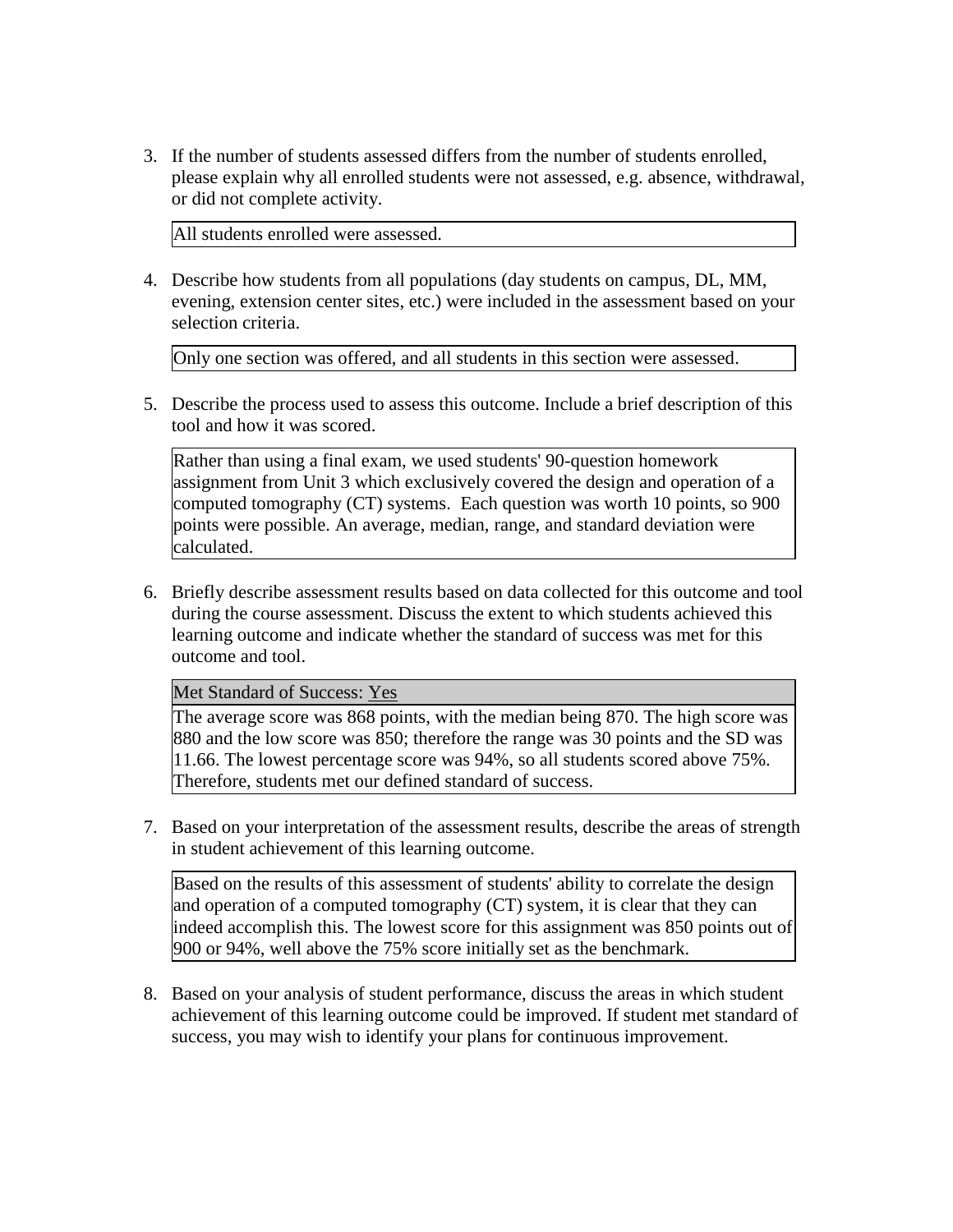3. If the number of students assessed differs from the number of students enrolled, please explain why all enrolled students were not assessed, e.g. absence, withdrawal, or did not complete activity.

   All students enrolled were assessed.

4. Describe how students from all populations (day students on campus, DL, MM, evening, extension center sites, etc.) were included in the assessment based on your selection criteria.

   Only one section was offered, and all students in this section were assessed.

5. Describe the process used to assess this outcome. Include a brief description of this tool and how it was scored.

   Rather than using a final exam, we used students' 90-question homework assignment from Unit 3 which exclusively covered the design and operation of a computed tomography (CT) systems.  Each question was worth 10 points, so 900 points were possible. An average, median, range, and standard deviation were calculated.

6. Briefly describe assessment results based on data collected for this outcome and tool during the course assessment. Discuss the extent to which students achieved this learning outcome and indicate whether the standard of success was met for this outcome and tool.

   Met Standard of Success: <u>Yes</u>

   The average score was 868 points, with the median being 870. The high score was 880 and the low score was 850; therefore the range was 30 points and the SD was 11.66. The lowest percentage score was 94%, so all students scored above 75%. Therefore, students met our defined standard of success.

7. Based on your interpretation of the assessment results, describe the areas of strength in student achievement of this learning outcome.

   Based on the results of this assessment of students' ability to correlate the design and operation of a computed tomography (CT) system, it is clear that they can indeed accomplish this. The lowest score for this assignment was 850 points out of 900 or 94%, well above the 75% score initially set as the benchmark.

8. Based on your analysis of student performance, discuss the areas in which student achievement of this learning outcome could be improved. If student met standard of success, you may wish to identify your plans for continuous improvement.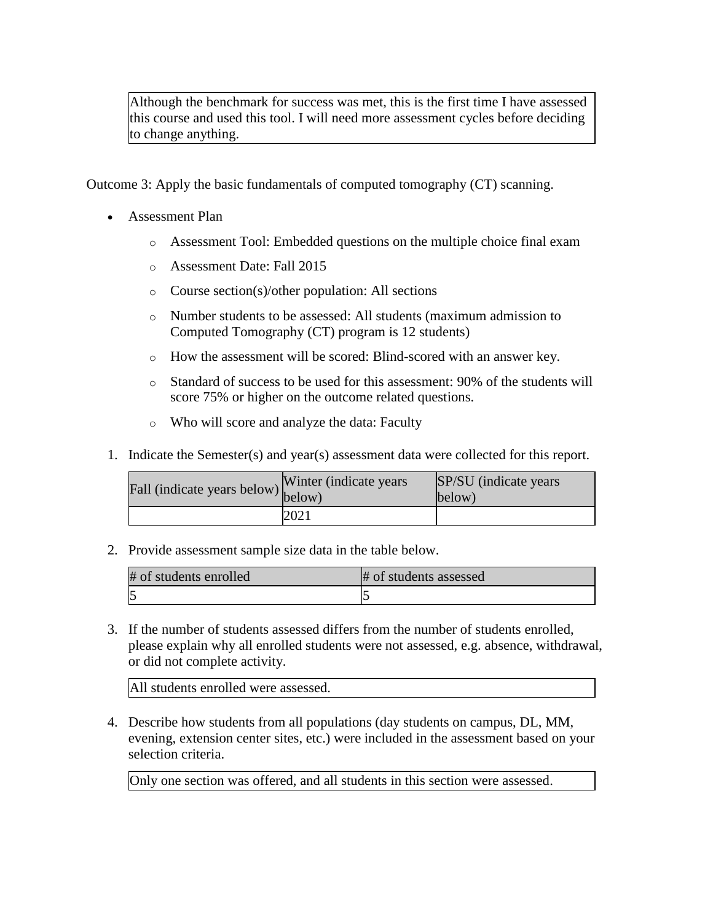| Although the benchmark for success was met, this is the first time I have assessed this course and used this tool. I will need more assessment cycles before deciding to change anything. |
|---|

Outcome 3: Apply the basic fundamentals of computed tomography (CT) scanning.

- Assessment Plan
    - Assessment Tool: Embedded questions on the multiple choice final exam
    - Assessment Date: Fall 2015
    - Course section(s)/other population: All sections
    - Number students to be assessed: All students (maximum admission to Computed Tomography (CT) program is 12 students)
    - How the assessment will be scored: Blind-scored with an answer key.
    - Standard of success to be used for this assessment: 90% of the students will score 75% or higher on the outcome related questions.
    - Who will score and analyze the data: Faculty

1. Indicate the Semester(s) and year(s) assessment data were collected for this report.

| Fall (indicate years below) | Winter (indicate years below) | SP/SU (indicate years below) |
|---|---|---|
| | 2021 | |

2. Provide assessment sample size data in the table below.

| # of students enrolled | # of students assessed |
|---|---|
| 5 | 5 |

3. If the number of students assessed differs from the number of students enrolled, please explain why all enrolled students were not assessed, e.g. absence, withdrawal, or did not complete activity.

| All students enrolled were assessed. |
|---|

4. Describe how students from all populations (day students on campus, DL, MM, evening, extension center sites, etc.) were included in the assessment based on your selection criteria.

| Only one section was offered, and all students in this section were assessed. |
|---|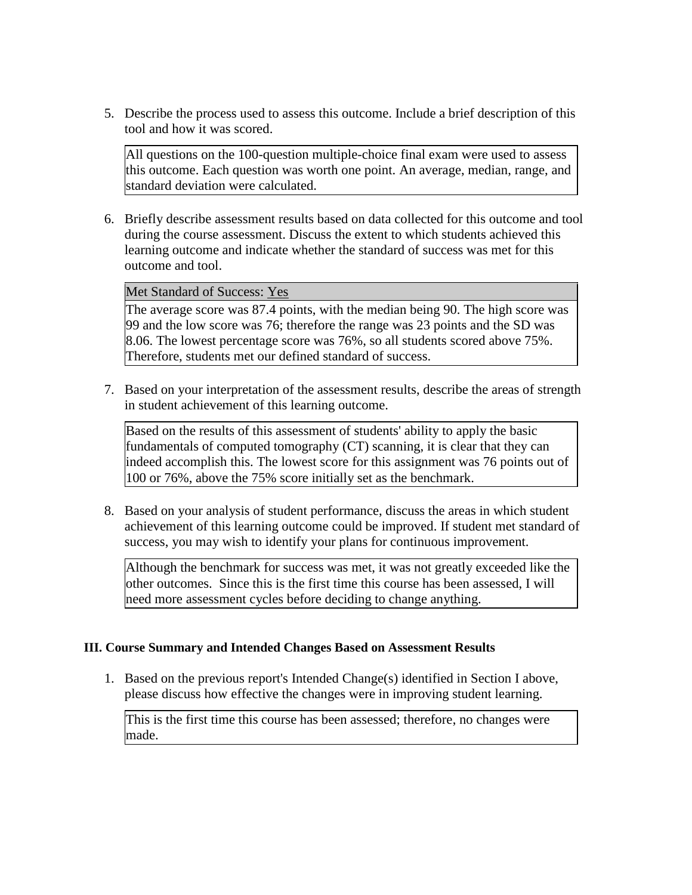5. Describe the process used to assess this outcome. Include a brief description of this tool and how it was scored.

   All questions on the 100-question multiple-choice final exam were used to assess this outcome. Each question was worth one point. An average, median, range, and standard deviation were calculated.

6. Briefly describe assessment results based on data collected for this outcome and tool during the course assessment. Discuss the extent to which students achieved this learning outcome and indicate whether the standard of success was met for this outcome and tool.

   Met Standard of Success: Yes

   The average score was 87.4 points, with the median being 90. The high score was 99 and the low score was 76; therefore the range was 23 points and the SD was 8.06. The lowest percentage score was 76%, so all students scored above 75%. Therefore, students met our defined standard of success.

7. Based on your interpretation of the assessment results, describe the areas of strength in student achievement of this learning outcome.

   Based on the results of this assessment of students' ability to apply the basic fundamentals of computed tomography (CT) scanning, it is clear that they can indeed accomplish this. The lowest score for this assignment was 76 points out of 100 or 76%, above the 75% score initially set as the benchmark.

8. Based on your analysis of student performance, discuss the areas in which student achievement of this learning outcome could be improved. If student met standard of success, you may wish to identify your plans for continuous improvement.

   Although the benchmark for success was met, it was not greatly exceeded like the other outcomes. Since this is the first time this course has been assessed, I will need more assessment cycles before deciding to change anything.

### III. Course Summary and Intended Changes Based on Assessment Results

1. Based on the previous report's Intended Change(s) identified in Section I above, please discuss how effective the changes were in improving student learning.

   This is the first time this course has been assessed; therefore, no changes were made.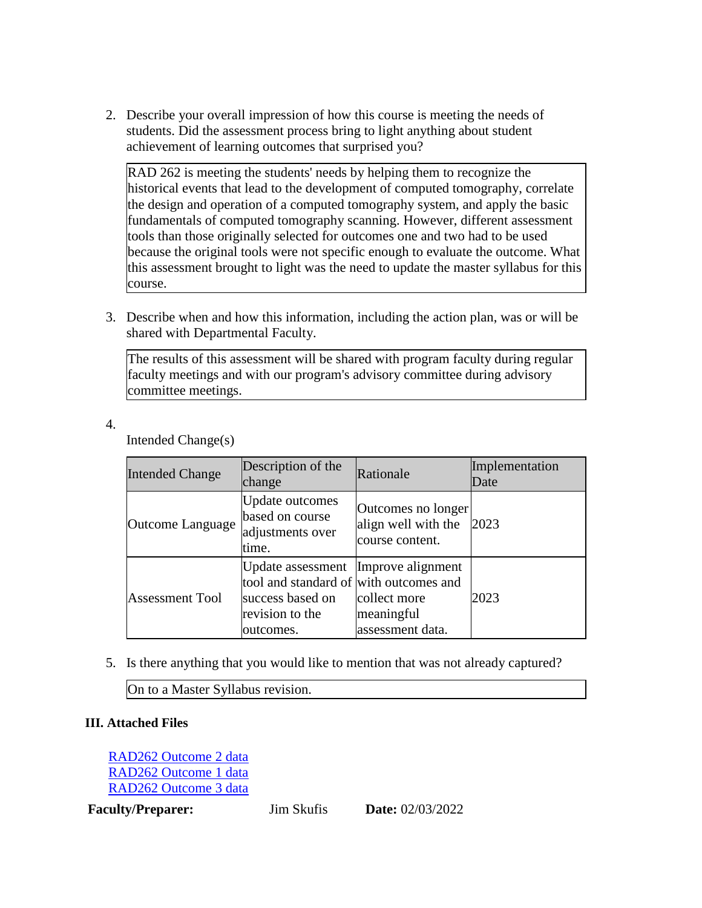2. Describe your overall impression of how this course is meeting the needs of students. Did the assessment process bring to light anything about student achievement of learning outcomes that surprised you?

   RAD 262 is meeting the students' needs by helping them to recognize the historical events that lead to the development of computed tomography, correlate the design and operation of a computed tomography system, and apply the basic fundamentals of computed tomography scanning. However, different assessment tools than those originally selected for outcomes one and two had to be used because the original tools were not specific enough to evaluate the outcome. What this assessment brought to light was the need to update the master syllabus for this course.

3. Describe when and how this information, including the action plan, was or will be shared with Departmental Faculty.

   The results of this assessment will be shared with program faculty during regular faculty meetings and with our program's advisory committee during advisory committee meetings.

4. Intended Change(s)

| Intended Change | Description of the change | Rationale | Implementation Date |
|---|---|---|---|
| Outcome Language | Update outcomes based on course adjustments over time. | Outcomes no longer align well with the course content. | 2023 |
| Assessment Tool | Update assessment tool and standard of success based on revision to the outcomes. | Improve alignment with outcomes and collect more meaningful assessment data. | 2023 |

5. Is there anything that you would like to mention that was not already captured?

   On to a Master Syllabus revision.

### III. Attached Files

RAD262 Outcome 2 data
RAD262 Outcome 1 data
RAD262 Outcome 3 data

**Faculty/Preparer:** Jim Skufis **Date:** 02/03/2022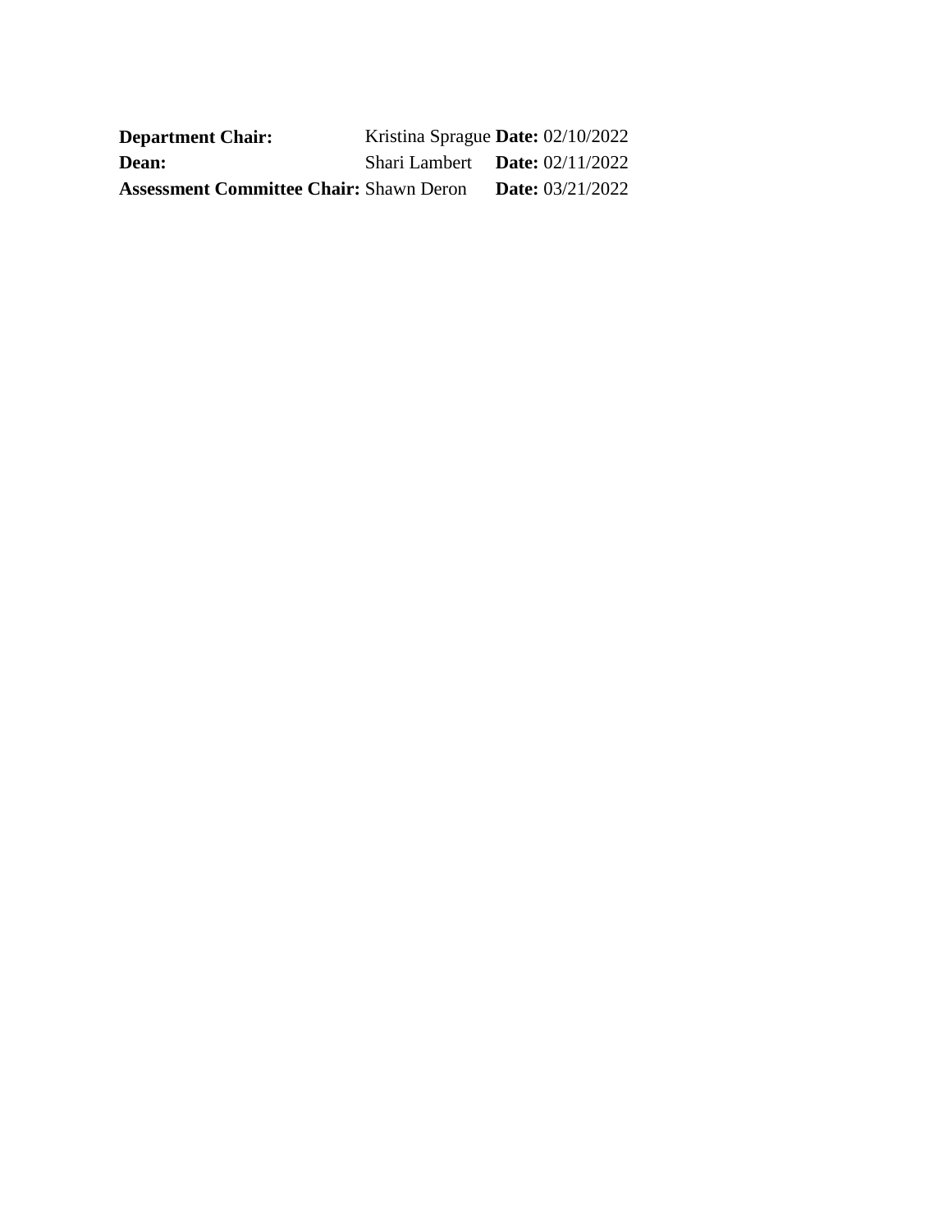| | | |
|---|---|---|
| **Department Chair:** | Kristina Sprague | **Date:** 02/10/2022 |
| **Dean:** | Shari Lambert | **Date:** 02/11/2022 |
| **Assessment Committee Chair:** | Shawn Deron | **Date:** 03/21/2022 |